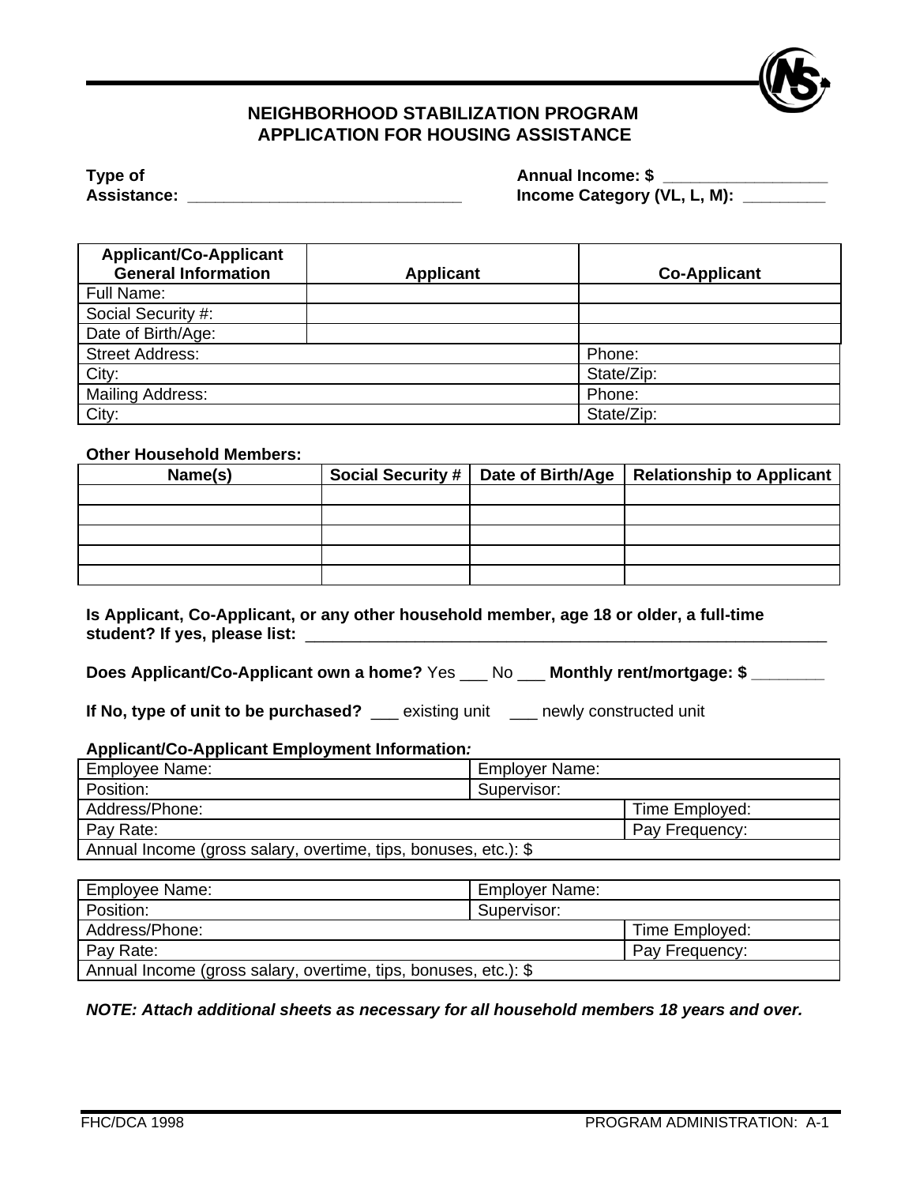# NEIGHBORHOOD STABILIZATION PROGRAM
# APPLICATION FOR HOUSING ASSISTANCE

**Type of Assistance:** ______________________________ **Annual Income: $** _________________

**Income Category (VL, L, M):** _________

| Applicant/Co-Applicant General Information | Applicant | Co-Applicant |
|---|---|---|
| Full Name: | | |
| Social Security #: | | |
| Date of Birth/Age: | | |
| Street Address: | | Phone: |
| City: | | State/Zip: |
| Mailing Address: | | Phone: |
| City: | | State/Zip: |

**Other Household Members:**

| Name(s) | Social Security # | Date of Birth/Age | Relationship to Applicant |
|---|---|---|---|
| | | | |
| | | | |
| | | | |
| | | | |
| | | | |

**Is Applicant, Co-Applicant, or any other household member, age 18 or older, a full-time student? If yes, please list:** ____________________________________________________________

**Does Applicant/Co-Applicant own a home?** Yes ___ No ___ **Monthly rent/mortgage: $** ________

**If No, type of unit to be purchased?** ___ existing unit ___ newly constructed unit

**Applicant/Co-Applicant Employment Information*:***

| Employee Name: | Employer Name: | |
|---|---|---|
| Position: | Supervisor: | |
| Address/Phone: | | Time Employed: |
| Pay Rate: | | Pay Frequency: |
| Annual Income (gross salary, overtime, tips, bonuses, etc.): $ | | |

| Employee Name: | Employer Name: | |
|---|---|---|
| Position: | Supervisor: | |
| Address/Phone: | | Time Employed: |
| Pay Rate: | | Pay Frequency: |
| Annual Income (gross salary, overtime, tips, bonuses, etc.): $ | | |

***NOTE: Attach additional sheets as necessary for all household members 18 years and over.***

FHC/DCA 1998 PROGRAM ADMINISTRATION: A-1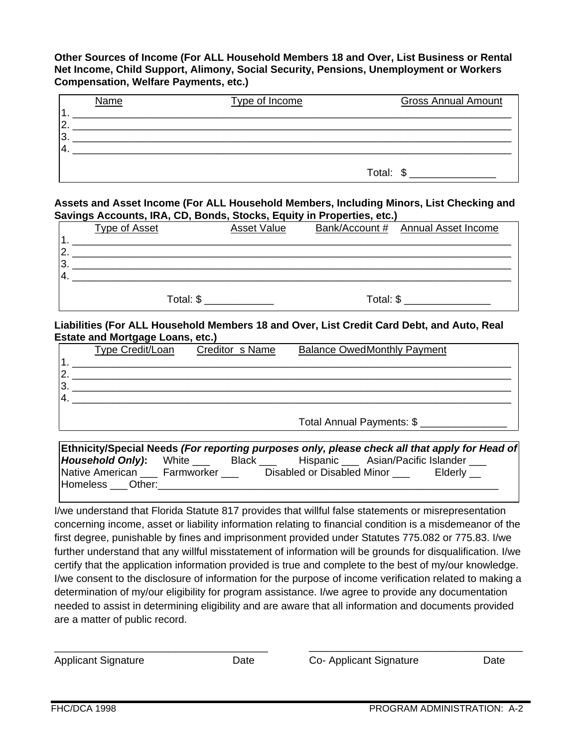**Other Sources of Income (For ALL Household Members 18 and Over, List Business or Rental Net Income, Child Support, Alimony, Social Security, Pensions, Unemployment or Workers Compensation, Welfare Payments, etc.)**

| | Name | Type of Income | Gross Annual Amount |
|---|---|---|---|
| 1. | | | |
| 2. | | | |
| 3. | | | |
| 4. | | | |
| | | Total: | $ _______________ |

**Assets and Asset Income (For ALL Household Members, Including Minors, List Checking and Savings Accounts, IRA, CD, Bonds, Stocks, Equity in Properties, etc.)**

| | Type of Asset | Asset Value | Bank/Account # | Annual Asset Income |
|---|---|---|---|---|
| 1. | | | | |
| 2. | | | | |
| 3. | | | | |
| 4. | | | | |
| | Total: | $ ____________ | Total: | $ _______________ |

**Liabilities (For ALL Household Members 18 and Over, List Credit Card Debt, and Auto, Real Estate and Mortgage Loans, etc.)**

| | Type Credit/Loan | Creditor s Name | Balance Owed | Monthly Payment |
|---|---|---|---|---|
| 1. | | | | |
| 2. | | | | |
| 3. | | | | |
| 4. | | | | |
| | | | Total Annual Payments: | $ _______________ |

**Ethnicity/Special Needs** ***(For reporting purposes only, please check all that apply for Head of Household Only)*****:** White ___ Black ___ Hispanic ___ Asian/Pacific Islander ___ Native American ___ Farmworker ___ Disabled or Disabled Minor ___ Elderly __ Homeless ___ Other:_______________________________________________

I/we understand that Florida Statute 817 provides that willful false statements or misrepresentation concerning income, asset or liability information relating to financial condition is a misdemeanor of the first degree, punishable by fines and imprisonment provided under Statutes 775.082 or 775.83. I/we further understand that any willful misstatement of information will be grounds for disqualification. I/we certify that the application information provided is true and complete to the best of my/our knowledge. I/we consent to the disclosure of information for the purpose of income verification related to making a determination of my/our eligibility for program assistance. I/we agree to provide any documentation needed to assist in determining eligibility and are aware that all information and documents provided are a matter of public record.

_____________________________________ _____________________________________

Applicant Signature Date Co- Applicant Signature Date

FHC/DCA 1998 PROGRAM ADMINISTRATION: A-2